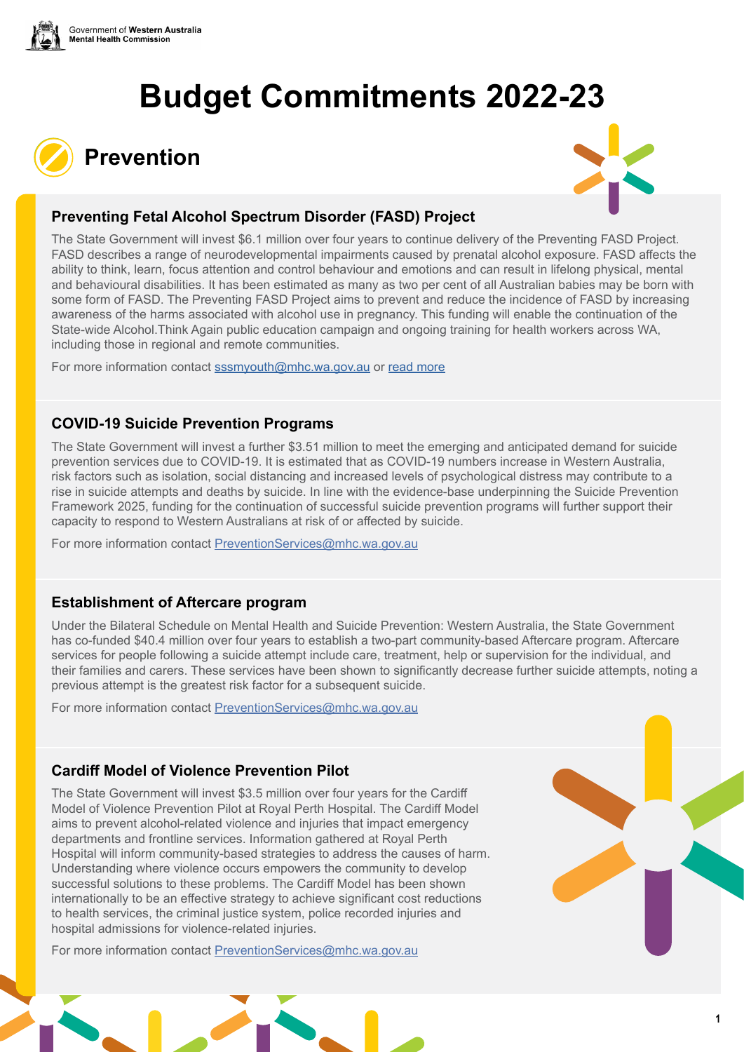Government of Western Australia
Mental Health Commission

# Budget Commitments 2022-23

## Prevention

### Preventing Fetal Alcohol Spectrum Disorder (FASD) Project

The State Government will invest $6.1 million over four years to continue delivery of the Preventing FASD Project. FASD describes a range of neurodevelopmental impairments caused by prenatal alcohol exposure. FASD affects the ability to think, learn, focus attention and control behaviour and emotions and can result in lifelong physical, mental and behavioural disabilities. It has been estimated as many as two per cent of all Australian babies may be born with some form of FASD. The Preventing FASD Project aims to prevent and reduce the incidence of FASD by increasing awareness of the harms associated with alcohol use in pregnancy. This funding will enable the continuation of the State-wide Alcohol.Think Again public education campaign and ongoing training for health workers across WA, including those in regional and remote communities.

For more information contact sssmyouth@mhc.wa.gov.au or read more

### COVID-19 Suicide Prevention Programs

The State Government will invest a further $3.51 million to meet the emerging and anticipated demand for suicide prevention services due to COVID-19. It is estimated that as COVID-19 numbers increase in Western Australia, risk factors such as isolation, social distancing and increased levels of psychological distress may contribute to a rise in suicide attempts and deaths by suicide. In line with the evidence-base underpinning the Suicide Prevention Framework 2025, funding for the continuation of successful suicide prevention programs will further support their capacity to respond to Western Australians at risk of or affected by suicide.

For more information contact PreventionServices@mhc.wa.gov.au

### Establishment of Aftercare program

Under the Bilateral Schedule on Mental Health and Suicide Prevention: Western Australia, the State Government has co-funded $40.4 million over four years to establish a two-part community-based Aftercare program. Aftercare services for people following a suicide attempt include care, treatment, help or supervision for the individual, and their families and carers. These services have been shown to significantly decrease further suicide attempts, noting a previous attempt is the greatest risk factor for a subsequent suicide.

For more information contact PreventionServices@mhc.wa.gov.au

### Cardiff Model of Violence Prevention Pilot

The State Government will invest $3.5 million over four years for the Cardiff Model of Violence Prevention Pilot at Royal Perth Hospital. The Cardiff Model aims to prevent alcohol-related violence and injuries that impact emergency departments and frontline services. Information gathered at Royal Perth Hospital will inform community-based strategies to address the causes of harm. Understanding where violence occurs empowers the community to develop successful solutions to these problems. The Cardiff Model has been shown internationally to be an effective strategy to achieve significant cost reductions to health services, the criminal justice system, police recorded injuries and hospital admissions for violence-related injuries.

For more information contact PreventionServices@mhc.wa.gov.au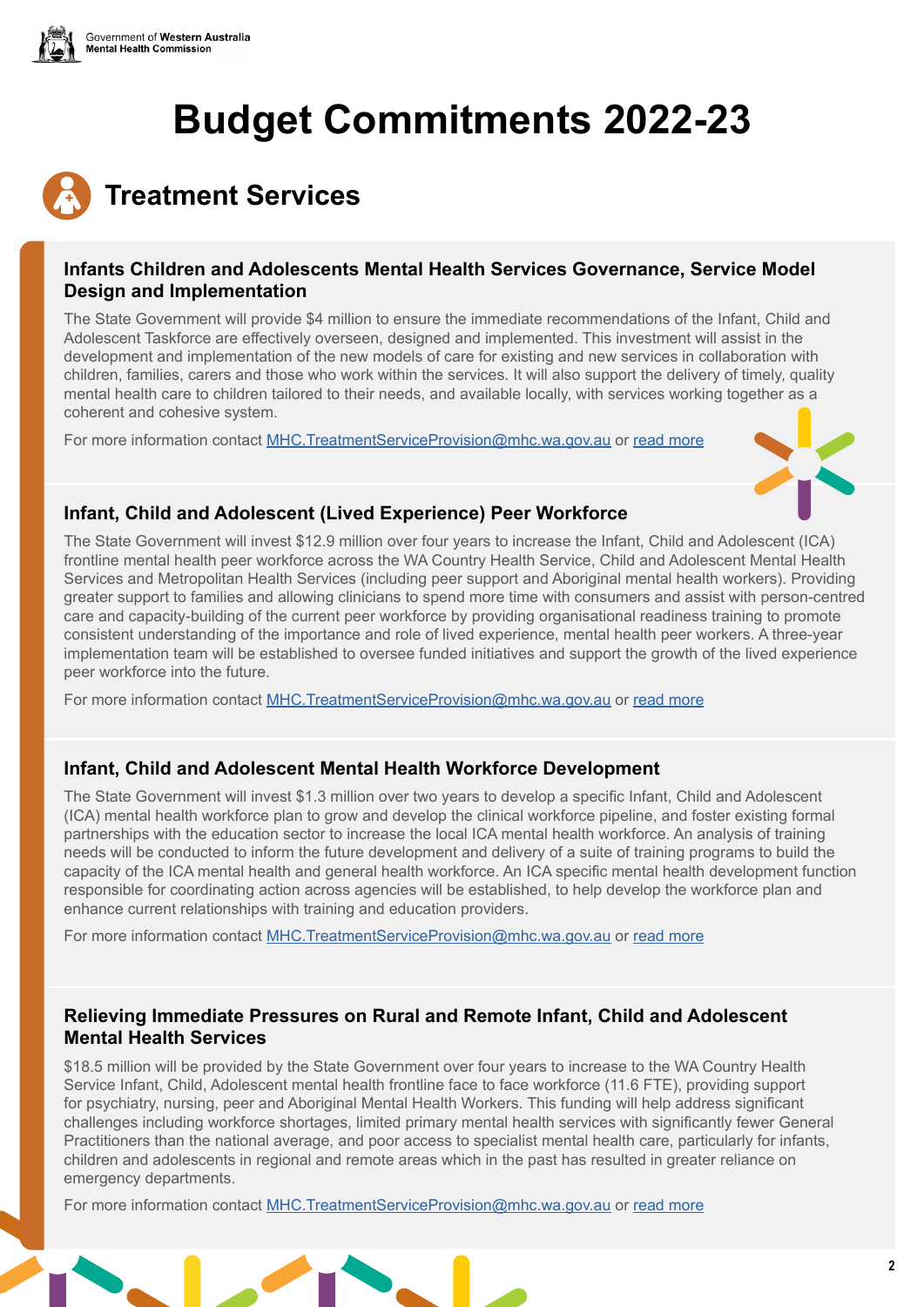# Budget Commitments 2022-23

## Treatment Services

### Infants Children and Adolescents Mental Health Services Governance, Service Model Design and Implementation

The State Government will provide $4 million to ensure the immediate recommendations of the Infant, Child and Adolescent Taskforce are effectively overseen, designed and implemented. This investment will assist in the development and implementation of the new models of care for existing and new services in collaboration with children, families, carers and those who work within the services. It will also support the delivery of timely, quality mental health care to children tailored to their needs, and available locally, with services working together as a coherent and cohesive system.

For more information contact MHC.TreatmentServiceProvision@mhc.wa.gov.au or read more

### Infant, Child and Adolescent (Lived Experience) Peer Workforce

The State Government will invest $12.9 million over four years to increase the Infant, Child and Adolescent (ICA) frontline mental health peer workforce across the WA Country Health Service, Child and Adolescent Mental Health Services and Metropolitan Health Services (including peer support and Aboriginal mental health workers). Providing greater support to families and allowing clinicians to spend more time with consumers and assist with person-centred care and capacity-building of the current peer workforce by providing organisational readiness training to promote consistent understanding of the importance and role of lived experience, mental health peer workers. A three-year implementation team will be established to oversee funded initiatives and support the growth of the lived experience peer workforce into the future.

For more information contact MHC.TreatmentServiceProvision@mhc.wa.gov.au or read more

### Infant, Child and Adolescent Mental Health Workforce Development

The State Government will invest $1.3 million over two years to develop a specific Infant, Child and Adolescent (ICA) mental health workforce plan to grow and develop the clinical workforce pipeline, and foster existing formal partnerships with the education sector to increase the local ICA mental health workforce. An analysis of training needs will be conducted to inform the future development and delivery of a suite of training programs to build the capacity of the ICA mental health and general health workforce. An ICA specific mental health development function responsible for coordinating action across agencies will be established, to help develop the workforce plan and enhance current relationships with training and education providers.

For more information contact MHC.TreatmentServiceProvision@mhc.wa.gov.au or read more

### Relieving Immediate Pressures on Rural and Remote Infant, Child and Adolescent Mental Health Services

$18.5 million will be provided by the State Government over four years to increase to the WA Country Health Service Infant, Child, Adolescent mental health frontline face to face workforce (11.6 FTE), providing support for psychiatry, nursing, peer and Aboriginal Mental Health Workers. This funding will help address significant challenges including workforce shortages, limited primary mental health services with significantly fewer General Practitioners than the national average, and poor access to specialist mental health care, particularly for infants, children and adolescents in regional and remote areas which in the past has resulted in greater reliance on emergency departments.

For more information contact MHC.TreatmentServiceProvision@mhc.wa.gov.au or read more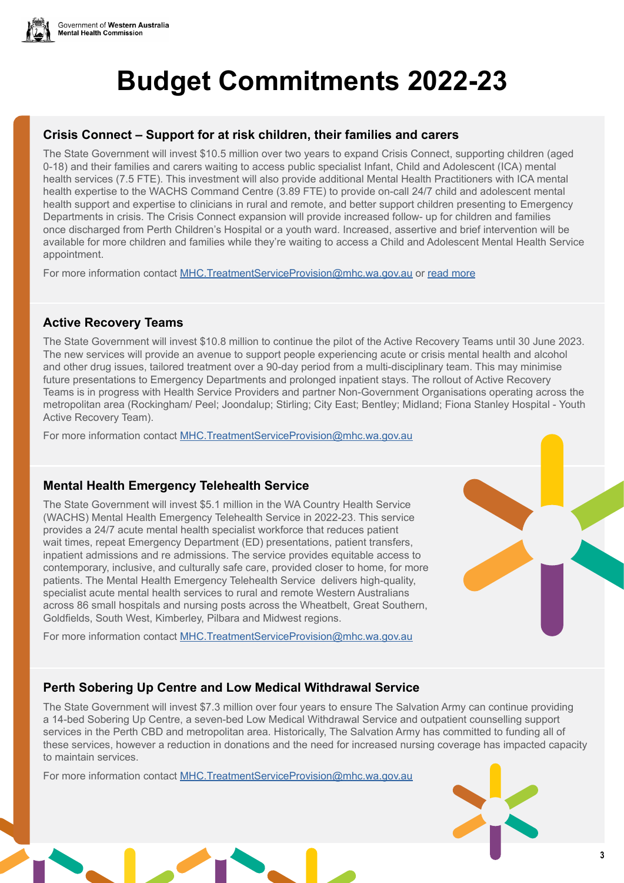# Budget Commitments 2022-23

## Crisis Connect – Support for at risk children, their families and carers

The State Government will invest $10.5 million over two years to expand Crisis Connect, supporting children (aged 0-18) and their families and carers waiting to access public specialist Infant, Child and Adolescent (ICA) mental health services (7.5 FTE). This investment will also provide additional Mental Health Practitioners with ICA mental health expertise to the WACHS Command Centre (3.89 FTE) to provide on-call 24/7 child and adolescent mental health support and expertise to clinicians in rural and remote, and better support children presenting to Emergency Departments in crisis. The Crisis Connect expansion will provide increased follow- up for children and families once discharged from Perth Children's Hospital or a youth ward. Increased, assertive and brief intervention will be available for more children and families while they're waiting to access a Child and Adolescent Mental Health Service appointment.

For more information contact MHC.TreatmentServiceProvision@mhc.wa.gov.au or read more

## Active Recovery Teams

The State Government will invest $10.8 million to continue the pilot of the Active Recovery Teams until 30 June 2023. The new services will provide an avenue to support people experiencing acute or crisis mental health and alcohol and other drug issues, tailored treatment over a 90-day period from a multi-disciplinary team. This may minimise future presentations to Emergency Departments and prolonged inpatient stays. The rollout of Active Recovery Teams is in progress with Health Service Providers and partner Non-Government Organisations operating across the metropolitan area (Rockingham/ Peel; Joondalup; Stirling; City East; Bentley; Midland; Fiona Stanley Hospital - Youth Active Recovery Team).

For more information contact MHC.TreatmentServiceProvision@mhc.wa.gov.au

## Mental Health Emergency Telehealth Service

The State Government will invest $5.1 million in the WA Country Health Service (WACHS) Mental Health Emergency Telehealth Service in 2022-23. This service provides a 24/7 acute mental health specialist workforce that reduces patient wait times, repeat Emergency Department (ED) presentations, patient transfers, inpatient admissions and re admissions. The service provides equitable access to contemporary, inclusive, and culturally safe care, provided closer to home, for more patients. The Mental Health Emergency Telehealth Service delivers high-quality, specialist acute mental health services to rural and remote Western Australians across 86 small hospitals and nursing posts across the Wheatbelt, Great Southern, Goldfields, South West, Kimberley, Pilbara and Midwest regions.

For more information contact MHC.TreatmentServiceProvision@mhc.wa.gov.au

## Perth Sobering Up Centre and Low Medical Withdrawal Service

The State Government will invest $7.3 million over four years to ensure The Salvation Army can continue providing a 14-bed Sobering Up Centre, a seven-bed Low Medical Withdrawal Service and outpatient counselling support services in the Perth CBD and metropolitan area. Historically, The Salvation Army has committed to funding all of these services, however a reduction in donations and the need for increased nursing coverage has impacted capacity to maintain services.

For more information contact MHC.TreatmentServiceProvision@mhc.wa.gov.au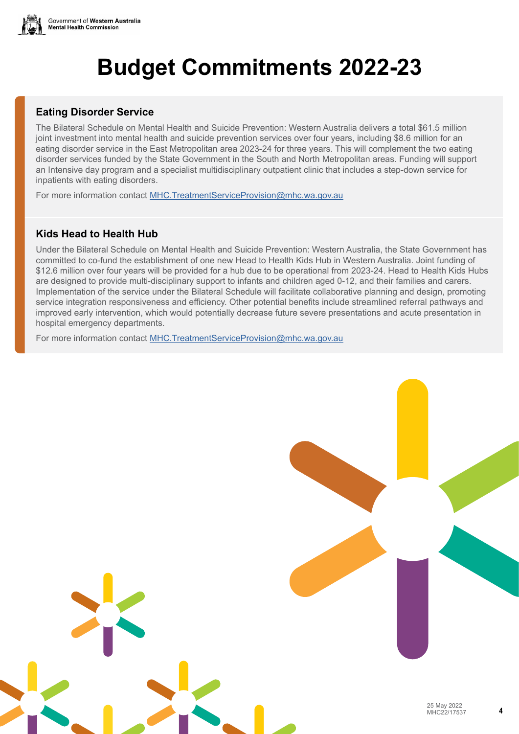# Budget Commitments 2022-23

### Eating Disorder Service

The Bilateral Schedule on Mental Health and Suicide Prevention: Western Australia delivers a total $61.5 million joint investment into mental health and suicide prevention services over four years, including $8.6 million for an eating disorder service in the East Metropolitan area 2023-24 for three years. This will complement the two eating disorder services funded by the State Government in the South and North Metropolitan areas. Funding will support an Intensive day program and a specialist multidisciplinary outpatient clinic that includes a step-down service for inpatients with eating disorders.

For more information contact MHC.TreatmentServiceProvision@mhc.wa.gov.au

### Kids Head to Health Hub

Under the Bilateral Schedule on Mental Health and Suicide Prevention: Western Australia, the State Government has committed to co-fund the establishment of one new Head to Health Kids Hub in Western Australia. Joint funding of $12.6 million over four years will be provided for a hub due to be operational from 2023-24. Head to Health Kids Hubs are designed to provide multi-disciplinary support to infants and children aged 0-12, and their families and carers. Implementation of the service under the Bilateral Schedule will facilitate collaborative planning and design, promoting service integration responsiveness and efficiency. Other potential benefits include streamlined referral pathways and improved early intervention, which would potentially decrease future severe presentations and acute presentation in hospital emergency departments.

For more information contact MHC.TreatmentServiceProvision@mhc.wa.gov.au

25 May 2022
MHC22/17537